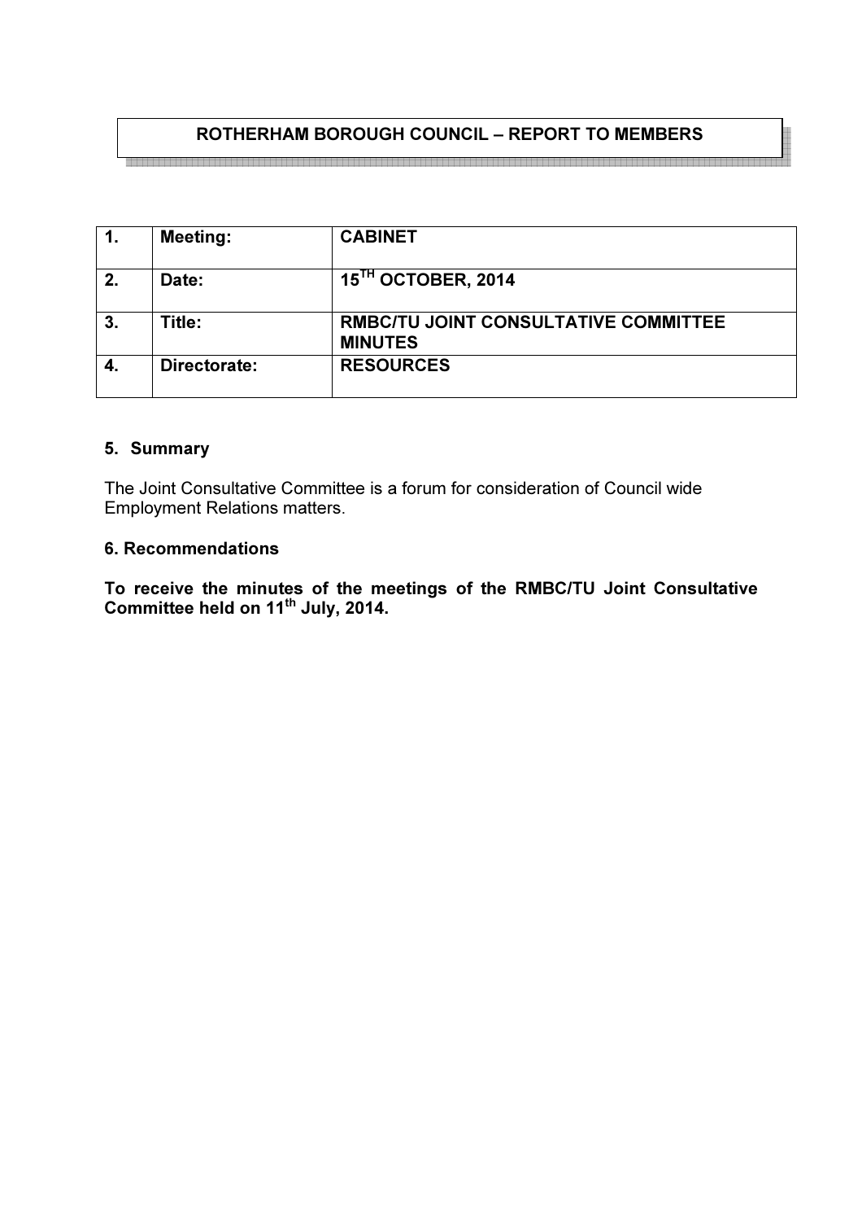## ROTHERHAM BOROUGH COUNCIL – REPORT TO MEMBERS

| 1. | Meeting: | CABINET |
|---|---|---|
| 2. | Date: | 15TH OCTOBER, 2014 |
| 3. | Title: | RMBC/TU JOINT CONSULTATIVE COMMITTEE MINUTES |
| 4. | Directorate: | RESOURCES |

### 5. Summary

The Joint Consultative Committee is a forum for consideration of Council wide Employment Relations matters.

### 6. Recommendations

**To receive the minutes of the meetings of the RMBC/TU Joint Consultative Committee held on 11th July, 2014.**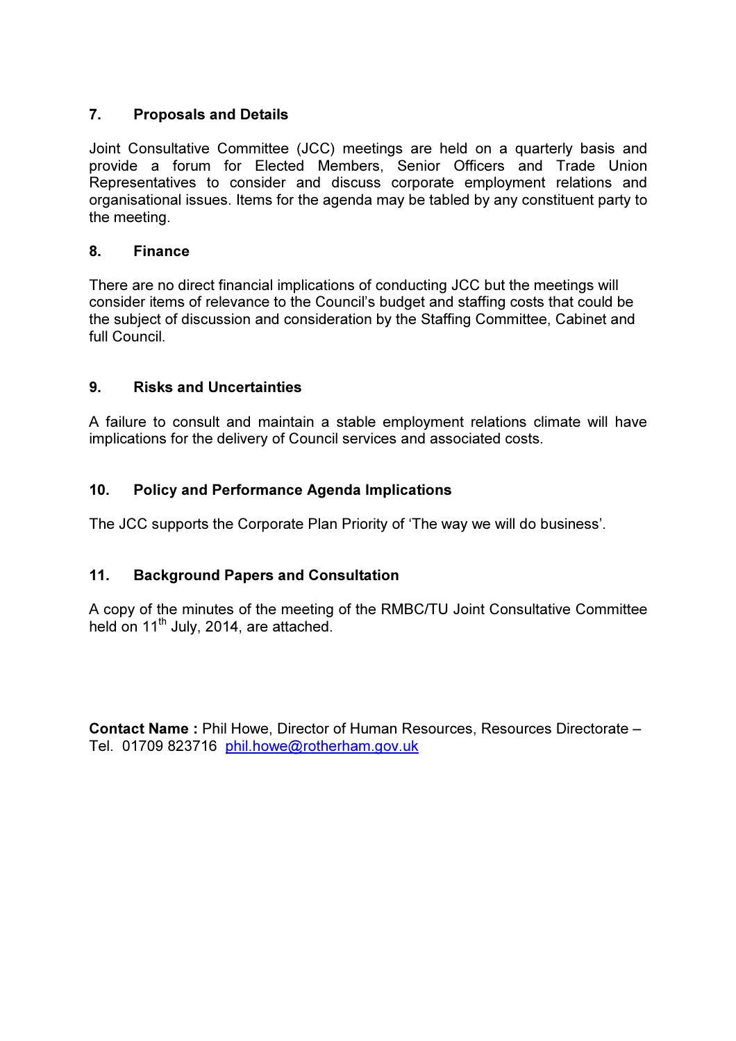## 7. Proposals and Details

Joint Consultative Committee (JCC) meetings are held on a quarterly basis and provide a forum for Elected Members, Senior Officers and Trade Union Representatives to consider and discuss corporate employment relations and organisational issues. Items for the agenda may be tabled by any constituent party to the meeting.

## 8. Finance

There are no direct financial implications of conducting JCC but the meetings will consider items of relevance to the Council's budget and staffing costs that could be the subject of discussion and consideration by the Staffing Committee, Cabinet and full Council.

## 9. Risks and Uncertainties

A failure to consult and maintain a stable employment relations climate will have implications for the delivery of Council services and associated costs.

## 10. Policy and Performance Agenda Implications

The JCC supports the Corporate Plan Priority of 'The way we will do business'.

## 11. Background Papers and Consultation

A copy of the minutes of the meeting of the RMBC/TU Joint Consultative Committee held on 11th July, 2014, are attached.

**Contact Name :** Phil Howe, Director of Human Resources, Resources Directorate – Tel. 01709 823716 phil.howe@rotherham.gov.uk